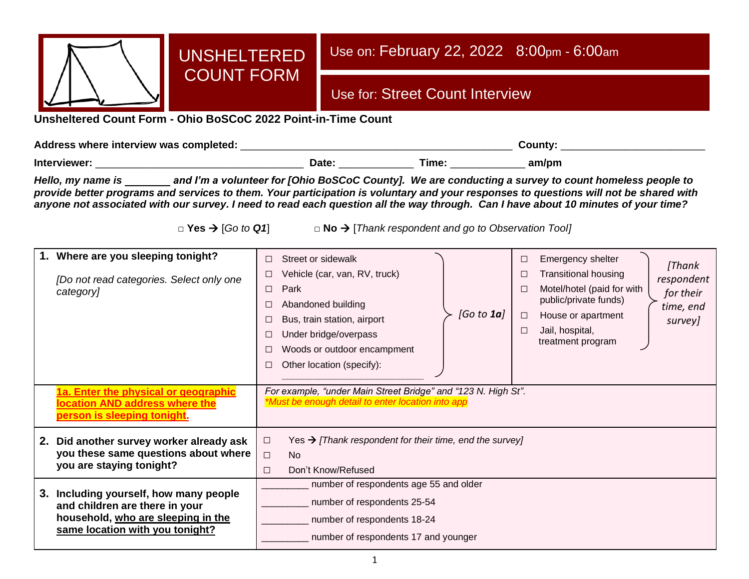# UNSHELTERED COUNT FORM

Use on: February 22, 2022 8:00pm - 6:00am

Use for: Street Count Interview

**Unsheltered Count Form - Ohio BoSCoC 2022 Point-in-Time Count**

**Address where interview was completed:** ________________________________________________ **County:** ________________________

**Interviewer:** ____________________________________ **Date:** ____________ **Time:** ____________ **am/pm**

***Hello, my name is ________ and I'm a volunteer for [Ohio BoSCoC County]. We are conducting a survey to count homeless people to provide better programs and services to them. Your participation is voluntary and your responses to questions will not be shared with anyone not associated with our survey. I need to read each question all the way through. Can I have about 10 minutes of your time?***

□ **Yes** → [*Go to **Q1***] □ **No** → [*Thank respondent and go to Observation Tool*]

| Question | Responses | |
|---|---|---|
| **1. Where are you sleeping tonight?**<br><br>*[Do not read categories. Select only one category]* | ☐ Street or sidewalk<br>☐ Vehicle (car, van, RV, truck)<br>☐ Park<br>☐ Abandoned building<br>☐ Bus, train station, airport<br>☐ Under bridge/overpass<br>☐ Woods or outdoor encampment<br>☐ Other location (specify): ________________________<br>*[Go to **1a**]* | ☐ Emergency shelter<br>☐ Transitional housing<br>☐ Motel/hotel (paid for with public/private funds)<br>☐ House or apartment<br>☐ Jail, hospital, treatment program<br>*[Thank respondent for their time, end survey]* |
| **1a. Enter the physical or geographic location AND address where the person is sleeping tonight.** | *For example, "under Main Street Bridge" and "123 N. High St".*<br>*\*Must be enough detail to enter location into app* | |
| **2. Did another survey worker already ask you these same questions about where you are staying tonight?** | ☐ Yes → *[Thank respondent for their time, end the survey]*<br>☐ No<br>☐ Don't Know/Refused | |
| **3. Including yourself, how many people and children are there in your household, who are sleeping in the same location with you tonight?** | ________ number of respondents age 55 and older<br>________ number of respondents 25-54<br>________ number of respondents 18-24<br>________ number of respondents 17 and younger | |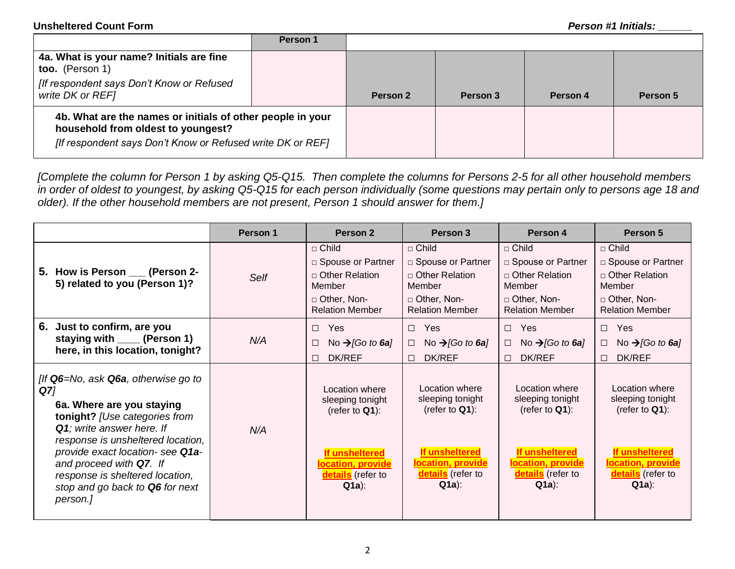**Unsheltered Count Form** *Person #1 Initials: ______*

| | Person 1 | | | | |
|---|---|---|---|---|---|
| **4a. What is your name? Initials are fine too.** (Person 1) *[If respondent says Don't Know or Refused write DK or REF]* | | **Person 2** | **Person 3** | **Person 4** | **Person 5** |
| **4b. What are the names or initials of other people in your household from oldest to youngest?** *[If respondent says Don't Know or Refused write DK or REF]* | | | | | |

*[Complete the column for Person 1 by asking Q5-Q15. Then complete the columns for Persons 2-5 for all other household members in order of oldest to youngest, by asking Q5-Q15 for each person individually (some questions may pertain only to persons age 18 and older). If the other household members are not present, Person 1 should answer for them.]*

| | Person 1 | Person 2 | Person 3 | Person 4 | Person 5 |
|---|---|---|---|---|---|
| **5. How is Person ___ (Person 2-5) related to you (Person 1)?** | *Self* | □ Child<br>□ Spouse or Partner<br>□ Other Relation Member<br>□ Other, Non-Relation Member | □ Child<br>□ Spouse or Partner<br>□ Other Relation Member<br>□ Other, Non-Relation Member | □ Child<br>□ Spouse or Partner<br>□ Other Relation Member<br>□ Other, Non-Relation Member | □ Child<br>□ Spouse or Partner<br>□ Other Relation Member<br>□ Other, Non-Relation Member |
| **6. Just to confirm, are you staying with ____ (Person 1) here, in this location, tonight?** | *N/A* | ☐ Yes<br>☐ No →*[Go to **6a**]*<br>☐ DK/REF | ☐ Yes<br>☐ No →*[Go to **6a**]*<br>☐ DK/REF | ☐ Yes<br>☐ No →*[Go to **6a**]*<br>☐ DK/REF | ☐ Yes<br>☐ No →*[Go to **6a**]*<br>☐ DK/REF |
| *[If **Q6**=No, ask **Q6a**, otherwise go to **Q7**]*<br>**6a. Where are you staying tonight?** *[Use categories from **Q1**; write answer here. If response is unsheltered location, provide exact location- see **Q1a**- and proceed with **Q7**. If response is sheltered location, stop and go back to **Q6** for next person.]* | *N/A* | Location where sleeping tonight (refer to **Q1**):<br><br>**If unsheltered location, provide details** (refer to **Q1a**): | Location where sleeping tonight (refer to **Q1**):<br><br>**If unsheltered location, provide details** (refer to **Q1a**): | Location where sleeping tonight (refer to **Q1**):<br><br>**If unsheltered location, provide details** (refer to **Q1a**): | Location where sleeping tonight (refer to **Q1**):<br><br>**If unsheltered location, provide details** (refer to **Q1a**): |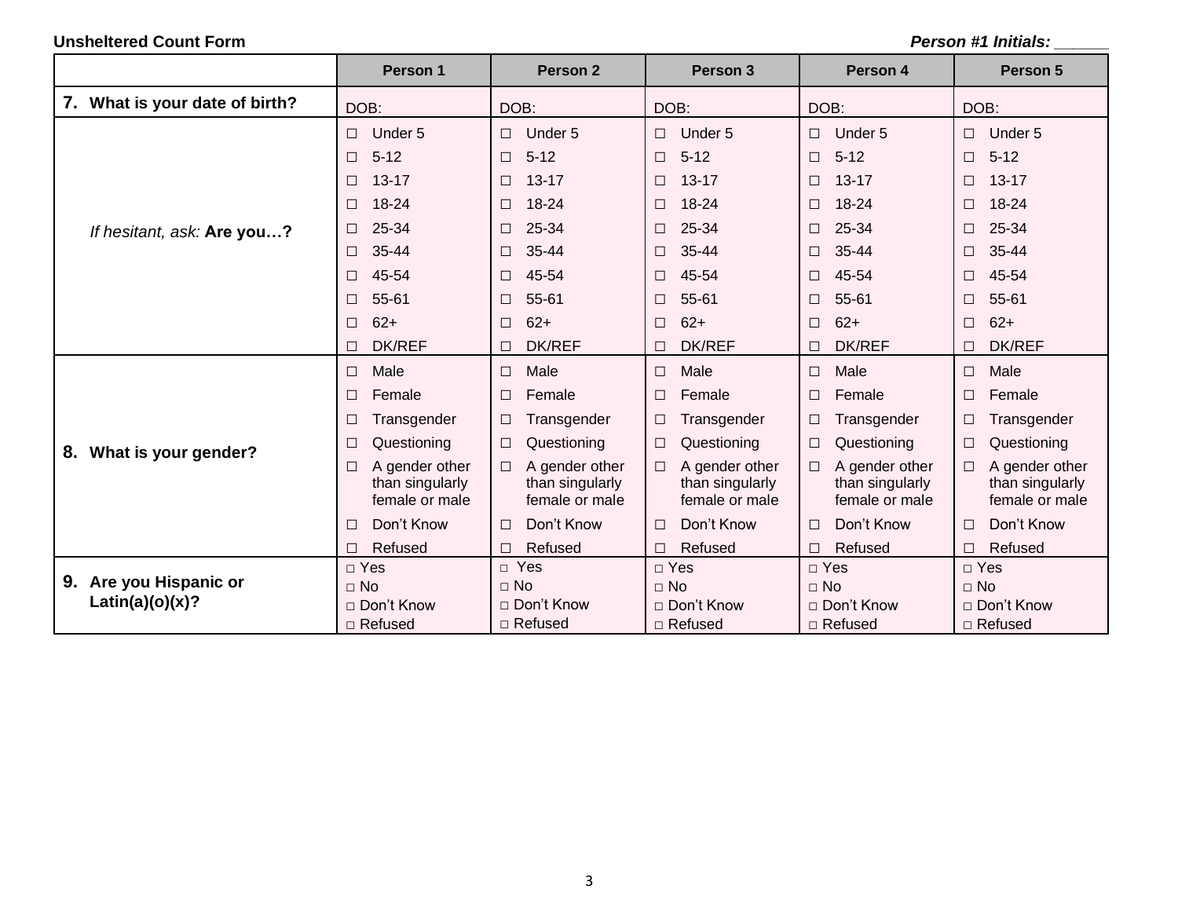**Unsheltered Count Form** *Person #1 Initials: ______*

| | Person 1 | Person 2 | Person 3 | Person 4 | Person 5 |
|---|---|---|---|---|---|
| **7. What is your date of birth?** | DOB: | DOB: | DOB: | DOB: | DOB: |
| *If hesitant, ask:* **Are you…?** | ☐ Under 5<br>☐ 5-12<br>☐ 13-17<br>☐ 18-24<br>☐ 25-34<br>☐ 35-44<br>☐ 45-54<br>☐ 55-61<br>☐ 62+<br>☐ DK/REF | ☐ Under 5<br>☐ 5-12<br>☐ 13-17<br>☐ 18-24<br>☐ 25-34<br>☐ 35-44<br>☐ 45-54<br>☐ 55-61<br>☐ 62+<br>☐ DK/REF | ☐ Under 5<br>☐ 5-12<br>☐ 13-17<br>☐ 18-24<br>☐ 25-34<br>☐ 35-44<br>☐ 45-54<br>☐ 55-61<br>☐ 62+<br>☐ DK/REF | ☐ Under 5<br>☐ 5-12<br>☐ 13-17<br>☐ 18-24<br>☐ 25-34<br>☐ 35-44<br>☐ 45-54<br>☐ 55-61<br>☐ 62+<br>☐ DK/REF | ☐ Under 5<br>☐ 5-12<br>☐ 13-17<br>☐ 18-24<br>☐ 25-34<br>☐ 35-44<br>☐ 45-54<br>☐ 55-61<br>☐ 62+<br>☐ DK/REF |
| **8. What is your gender?** | ☐ Male<br>☐ Female<br>☐ Transgender<br>☐ Questioning<br>☐ A gender other than singularly female or male<br>☐ Don't Know<br>☐ Refused | ☐ Male<br>☐ Female<br>☐ Transgender<br>☐ Questioning<br>☐ A gender other than singularly female or male<br>☐ Don't Know<br>☐ Refused | ☐ Male<br>☐ Female<br>☐ Transgender<br>☐ Questioning<br>☐ A gender other than singularly female or male<br>☐ Don't Know<br>☐ Refused | ☐ Male<br>☐ Female<br>☐ Transgender<br>☐ Questioning<br>☐ A gender other than singularly female or male<br>☐ Don't Know<br>☐ Refused | ☐ Male<br>☐ Female<br>☐ Transgender<br>☐ Questioning<br>☐ A gender other than singularly female or male<br>☐ Don't Know<br>☐ Refused |
| **9. Are you Hispanic or Latin(a)(o)(x)?** | □ Yes<br>□ No<br>□ Don't Know<br>□ Refused | □ Yes<br>□ No<br>□ Don't Know<br>□ Refused | □ Yes<br>□ No<br>□ Don't Know<br>□ Refused | □ Yes<br>□ No<br>□ Don't Know<br>□ Refused | □ Yes<br>□ No<br>□ Don't Know<br>□ Refused |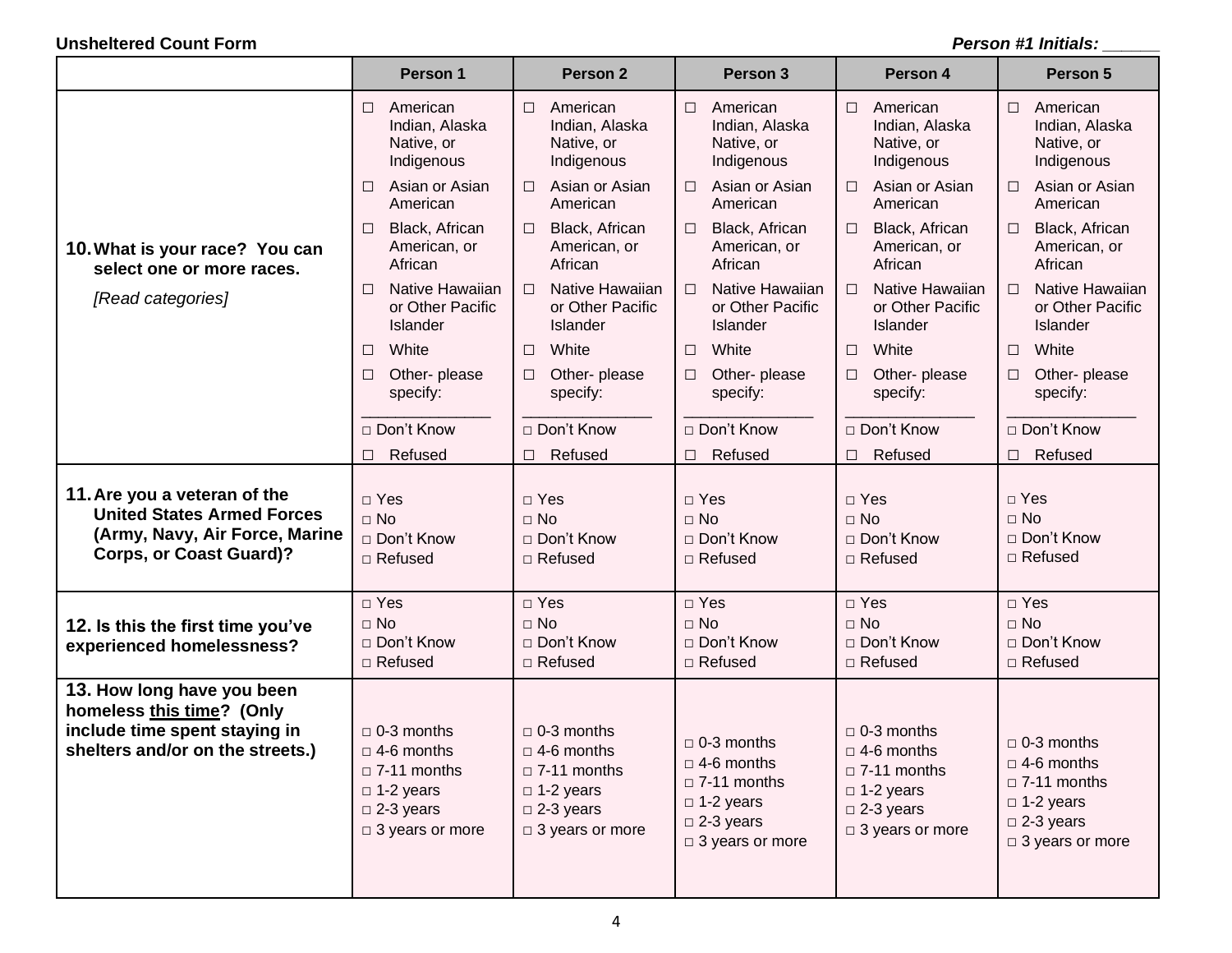**Unsheltered Count Form** ***Person #1 Initials: ______***

| | Person 1 | Person 2 | Person 3 | Person 4 | Person 5 |
|---|---|---|---|---|---|
| **10. What is your race? You can select one or more races.** *[Read categories]* | ☐ American Indian, Alaska Native, or Indigenous<br>☐ Asian or Asian American<br>☐ Black, African American, or African<br>☐ Native Hawaiian or Other Pacific Islander<br>☐ White<br>☐ Other- please specify: _______________<br>☐ Don't Know<br>☐ Refused | ☐ American Indian, Alaska Native, or Indigenous<br>☐ Asian or Asian American<br>☐ Black, African American, or African<br>☐ Native Hawaiian or Other Pacific Islander<br>☐ White<br>☐ Other- please specify: _______________<br>☐ Don't Know<br>☐ Refused | ☐ American Indian, Alaska Native, or Indigenous<br>☐ Asian or Asian American<br>☐ Black, African American, or African<br>☐ Native Hawaiian or Other Pacific Islander<br>☐ White<br>☐ Other- please specify: _______________<br>☐ Don't Know<br>☐ Refused | ☐ American Indian, Alaska Native, or Indigenous<br>☐ Asian or Asian American<br>☐ Black, African American, or African<br>☐ Native Hawaiian or Other Pacific Islander<br>☐ White<br>☐ Other- please specify: _______________<br>☐ Don't Know<br>☐ Refused | ☐ American Indian, Alaska Native, or Indigenous<br>☐ Asian or Asian American<br>☐ Black, African American, or African<br>☐ Native Hawaiian or Other Pacific Islander<br>☐ White<br>☐ Other- please specify: _______________<br>☐ Don't Know<br>☐ Refused |
| **11. Are you a veteran of the United States Armed Forces (Army, Navy, Air Force, Marine Corps, or Coast Guard)?** | ☐ Yes<br>☐ No<br>☐ Don't Know<br>☐ Refused | ☐ Yes<br>☐ No<br>☐ Don't Know<br>☐ Refused | ☐ Yes<br>☐ No<br>☐ Don't Know<br>☐ Refused | ☐ Yes<br>☐ No<br>☐ Don't Know<br>☐ Refused | ☐ Yes<br>☐ No<br>☐ Don't Know<br>☐ Refused |
| **12. Is this the first time you've experienced homelessness?** | ☐ Yes<br>☐ No<br>☐ Don't Know<br>☐ Refused | ☐ Yes<br>☐ No<br>☐ Don't Know<br>☐ Refused | ☐ Yes<br>☐ No<br>☐ Don't Know<br>☐ Refused | ☐ Yes<br>☐ No<br>☐ Don't Know<br>☐ Refused | ☐ Yes<br>☐ No<br>☐ Don't Know<br>☐ Refused |
| **13. How long have you been homeless <u>this time</u>? (Only include time spent staying in shelters and/or on the streets.)** | ☐ 0-3 months<br>☐ 4-6 months<br>☐ 7-11 months<br>☐ 1-2 years<br>☐ 2-3 years<br>☐ 3 years or more | ☐ 0-3 months<br>☐ 4-6 months<br>☐ 7-11 months<br>☐ 1-2 years<br>☐ 2-3 years<br>☐ 3 years or more | ☐ 0-3 months<br>☐ 4-6 months<br>☐ 7-11 months<br>☐ 1-2 years<br>☐ 2-3 years<br>☐ 3 years or more | ☐ 0-3 months<br>☐ 4-6 months<br>☐ 7-11 months<br>☐ 1-2 years<br>☐ 2-3 years<br>☐ 3 years or more | ☐ 0-3 months<br>☐ 4-6 months<br>☐ 7-11 months<br>☐ 1-2 years<br>☐ 2-3 years<br>☐ 3 years or more |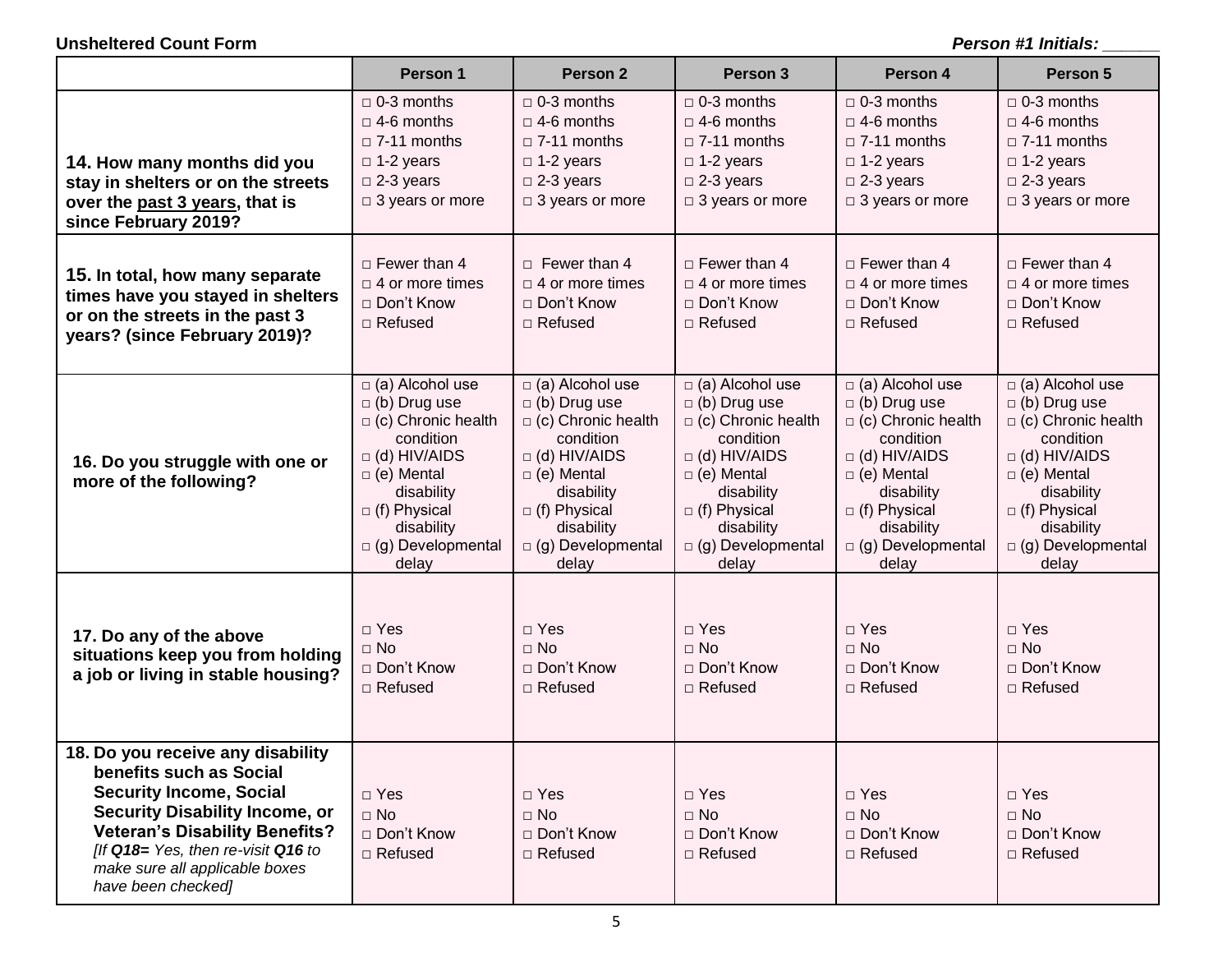**Unsheltered Count Form** — *Person #1 Initials: ______*

| | Person 1 | Person 2 | Person 3 | Person 4 | Person 5 |
|---|---|---|---|---|---|
| **14. How many months did you stay in shelters or on the streets over the <u>past 3 years</u>, that is since February 2019?** | □ 0-3 months<br>□ 4-6 months<br>□ 7-11 months<br>□ 1-2 years<br>□ 2-3 years<br>□ 3 years or more | □ 0-3 months<br>□ 4-6 months<br>□ 7-11 months<br>□ 1-2 years<br>□ 2-3 years<br>□ 3 years or more | □ 0-3 months<br>□ 4-6 months<br>□ 7-11 months<br>□ 1-2 years<br>□ 2-3 years<br>□ 3 years or more | □ 0-3 months<br>□ 4-6 months<br>□ 7-11 months<br>□ 1-2 years<br>□ 2-3 years<br>□ 3 years or more | □ 0-3 months<br>□ 4-6 months<br>□ 7-11 months<br>□ 1-2 years<br>□ 2-3 years<br>□ 3 years or more |
| **15. In total, how many separate times have you stayed in shelters or on the streets in the past 3 years? (since February 2019)?** | □ Fewer than 4<br>□ 4 or more times<br>□ Don't Know<br>□ Refused | □ Fewer than 4<br>□ 4 or more times<br>□ Don't Know<br>□ Refused | □ Fewer than 4<br>□ 4 or more times<br>□ Don't Know<br>□ Refused | □ Fewer than 4<br>□ 4 or more times<br>□ Don't Know<br>□ Refused | □ Fewer than 4<br>□ 4 or more times<br>□ Don't Know<br>□ Refused |
| **16. Do you struggle with one or more of the following?** | □ (a) Alcohol use<br>□ (b) Drug use<br>□ (c) Chronic health condition<br>□ (d) HIV/AIDS<br>□ (e) Mental disability<br>□ (f) Physical disability<br>□ (g) Developmental delay | □ (a) Alcohol use<br>□ (b) Drug use<br>□ (c) Chronic health condition<br>□ (d) HIV/AIDS<br>□ (e) Mental disability<br>□ (f) Physical disability<br>□ (g) Developmental delay | □ (a) Alcohol use<br>□ (b) Drug use<br>□ (c) Chronic health condition<br>□ (d) HIV/AIDS<br>□ (e) Mental disability<br>□ (f) Physical disability<br>□ (g) Developmental delay | □ (a) Alcohol use<br>□ (b) Drug use<br>□ (c) Chronic health condition<br>□ (d) HIV/AIDS<br>□ (e) Mental disability<br>□ (f) Physical disability<br>□ (g) Developmental delay | □ (a) Alcohol use<br>□ (b) Drug use<br>□ (c) Chronic health condition<br>□ (d) HIV/AIDS<br>□ (e) Mental disability<br>□ (f) Physical disability<br>□ (g) Developmental delay |
| **17. Do any of the above situations keep you from holding a job or living in stable housing?** | □ Yes<br>□ No<br>□ Don't Know<br>□ Refused | □ Yes<br>□ No<br>□ Don't Know<br>□ Refused | □ Yes<br>□ No<br>□ Don't Know<br>□ Refused | □ Yes<br>□ No<br>□ Don't Know<br>□ Refused | □ Yes<br>□ No<br>□ Don't Know<br>□ Refused |
| **18. Do you receive any disability benefits such as Social Security Income, Social Security Disability Income, or Veteran's Disability Benefits?** *[If **Q18=** Yes, then re-visit **Q16** to make sure all applicable boxes have been checked]* | □ Yes<br>□ No<br>□ Don't Know<br>□ Refused | □ Yes<br>□ No<br>□ Don't Know<br>□ Refused | □ Yes<br>□ No<br>□ Don't Know<br>□ Refused | □ Yes<br>□ No<br>□ Don't Know<br>□ Refused | □ Yes<br>□ No<br>□ Don't Know<br>□ Refused |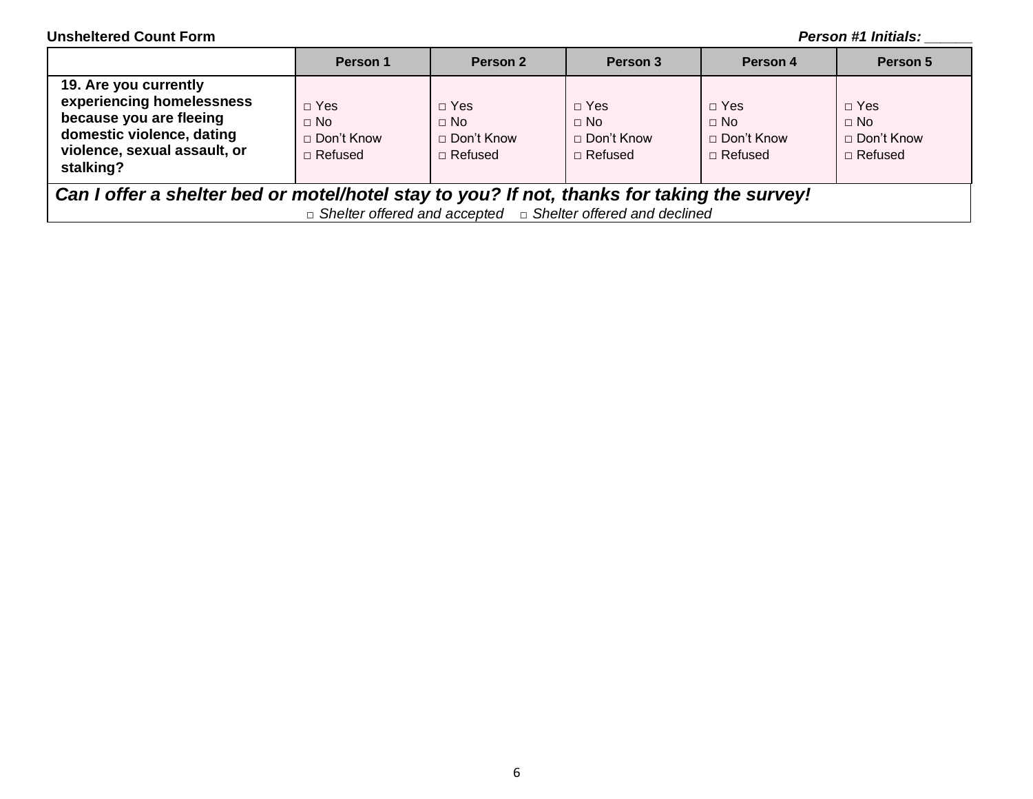**Unsheltered Count Form** ***Person #1 Initials: ______***

| | Person 1 | Person 2 | Person 3 | Person 4 | Person 5 |
|---|---|---|---|---|---|
| **19. Are you currently experiencing homelessness because you are fleeing domestic violence, dating violence, sexual assault, or stalking?** | □ Yes<br>□ No<br>□ Don't Know<br>□ Refused | □ Yes<br>□ No<br>□ Don't Know<br>□ Refused | □ Yes<br>□ No<br>□ Don't Know<br>□ Refused | □ Yes<br>□ No<br>□ Don't Know<br>□ Refused | □ Yes<br>□ No<br>□ Don't Know<br>□ Refused |

***Can I offer a shelter bed or motel/hotel stay to you? If not, thanks for taking the survey!***

□ *Shelter offered and accepted* □ *Shelter offered and declined*